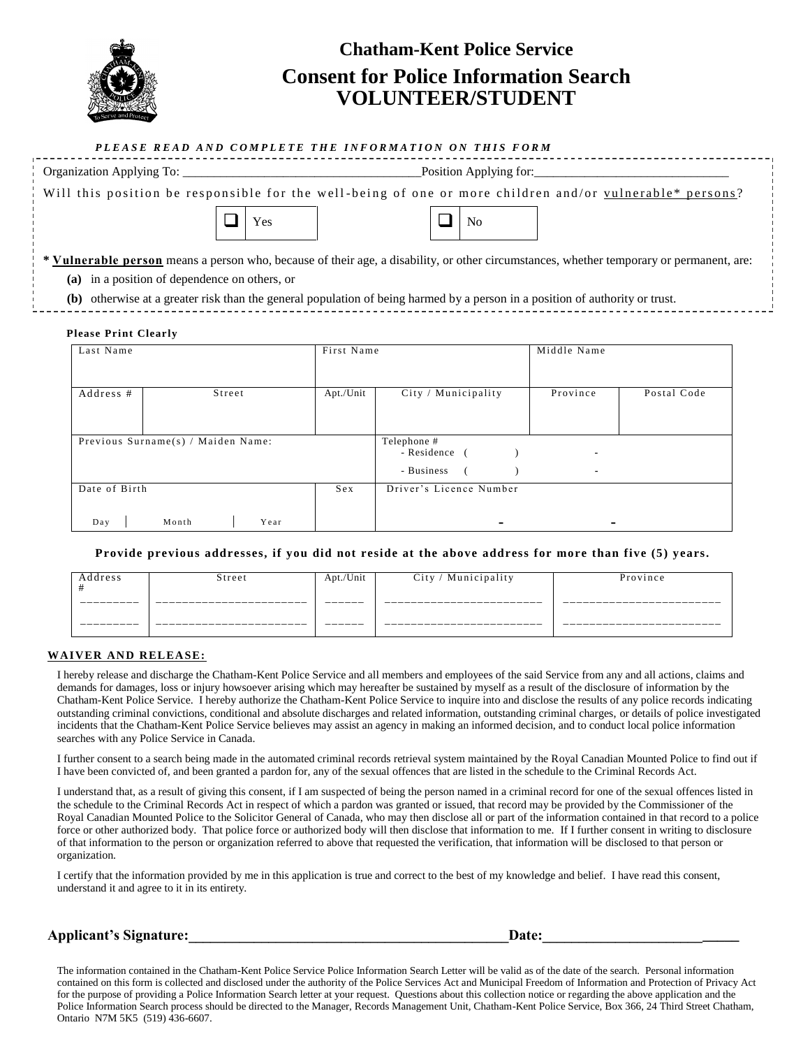# Chatham-Kent Police Service

## Consent for Police Information Search VOLUNTEER/STUDENT

***PLEASE READ AND COMPLETE THE INFORMATION ON THIS FORM***

Organization Applying To: ____________________________________Position Applying for:______________________________

Will this position be responsible for the well-being of one or more children and/or vulnerable* persons?

☐ Yes ☐ No

*** Vulnerable person** means a person who, because of their age, a disability, or other circumstances, whether temporary or permanent, are:

- **(a)** in a position of dependence on others, or
- **(b)** otherwise at a greater risk than the general population of being harmed by a person in a position of authority or trust.

**Please Print Clearly**

| Last Name | | First Name | | Middle Name | |
|---|---|---|---|---|---|
| | | | | | |
| **Address #** | **Street** | **Apt./Unit** | **City / Municipality** | **Province** | **Postal Code** |
| | | | | | |
| **Previous Surname(s) / Maiden Name:** | | | **Telephone #**<br>- Residence ( ) -<br>- Business ( ) - | | |
| **Date of Birth**<br>Day \| Month \| Year | | **Sex** | **Driver's Licence Number**<br>- - | | |

**Provide previous addresses, if you did not reside at the above address for more than five (5) years.**

| Address # | Street | Apt./Unit | City / Municipality | Province |
|---|---|---|---|---|
| ________ | ______________________ | ______ | ______________________ | ______________________ |
| ________ | ______________________ | ______ | ______________________ | ______________________ |

**WAIVER AND RELEASE:**

I hereby release and discharge the Chatham-Kent Police Service and all members and employees of the said Service from any and all actions, claims and demands for damages, loss or injury howsoever arising which may hereafter be sustained by myself as a result of the disclosure of information by the Chatham-Kent Police Service. I hereby authorize the Chatham-Kent Police Service to inquire into and disclose the results of any police records indicating outstanding criminal convictions, conditional and absolute discharges and related information, outstanding criminal charges, or details of police investigated incidents that the Chatham-Kent Police Service believes may assist an agency in making an informed decision, and to conduct local police information searches with any Police Service in Canada.

I further consent to a search being made in the automated criminal records retrieval system maintained by the Royal Canadian Mounted Police to find out if I have been convicted of, and been granted a pardon for, any of the sexual offences that are listed in the schedule to the Criminal Records Act.

I understand that, as a result of giving this consent, if I am suspected of being the person named in a criminal record for one of the sexual offences listed in the schedule to the Criminal Records Act in respect of which a pardon was granted or issued, that record may be provided by the Commissioner of the Royal Canadian Mounted Police to the Solicitor General of Canada, who may then disclose all or part of the information contained in that record to a police force or other authorized body. That police force or authorized body will then disclose that information to me. If I further consent in writing to disclosure of that information to the person or organization referred to above that requested the verification, that information will be disclosed to that person or organization.

I certify that the information provided by me in this application is true and correct to the best of my knowledge and belief. I have read this consent, understand it and agree to it in its entirety.

**Applicant's Signature:**_____________________________________________**Date:**____________________________

The information contained in the Chatham-Kent Police Service Police Information Search Letter will be valid as of the date of the search. Personal information contained on this form is collected and disclosed under the authority of the Police Services Act and Municipal Freedom of Information and Protection of Privacy Act for the purpose of providing a Police Information Search letter at your request. Questions about this collection notice or regarding the above application and the Police Information Search process should be directed to the Manager, Records Management Unit, Chatham-Kent Police Service, Box 366, 24 Third Street Chatham, Ontario N7M 5K5 (519) 436-6607.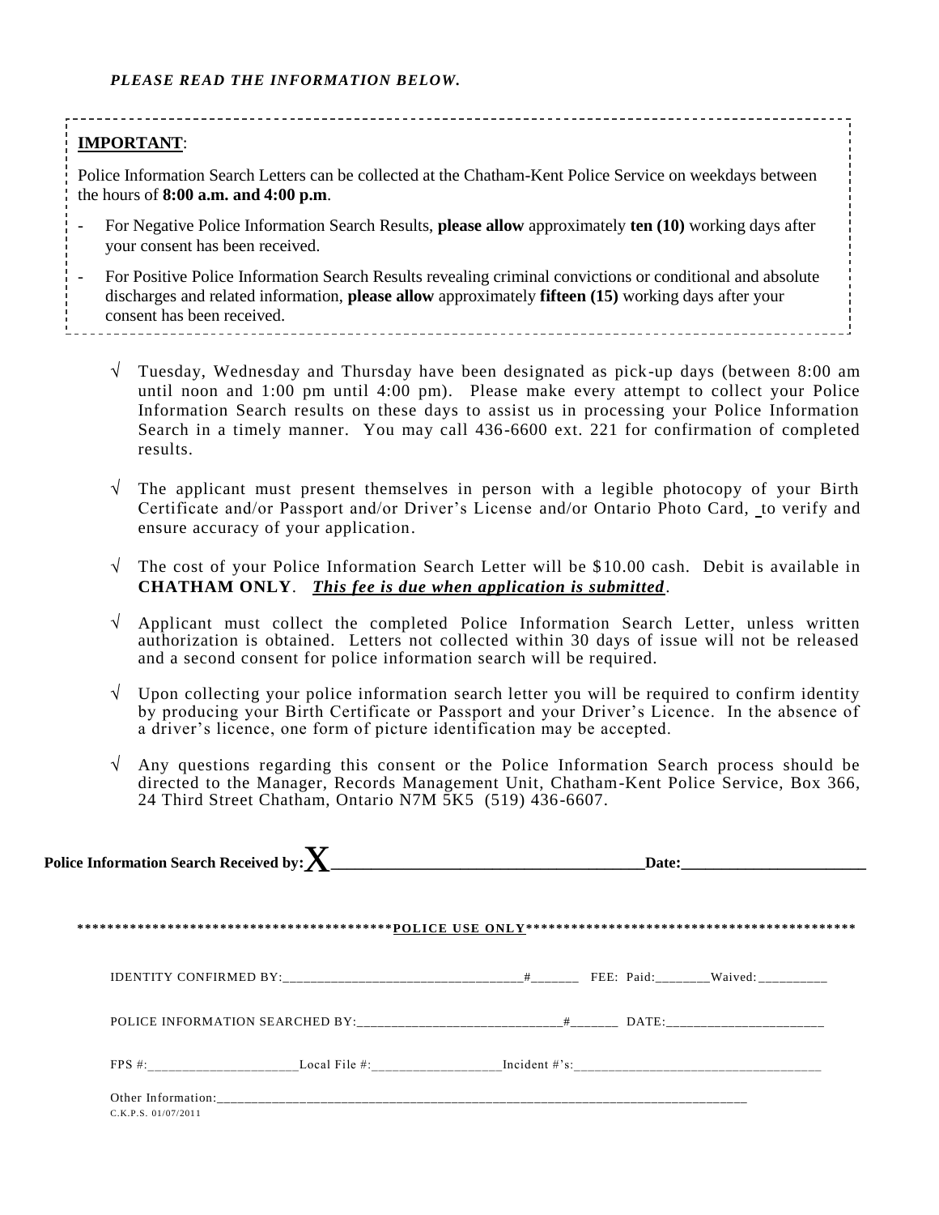***PLEASE READ THE INFORMATION BELOW.***

**IMPORTANT**:

Police Information Search Letters can be collected at the Chatham-Kent Police Service on weekdays between the hours of **8:00 a.m. and 4:00 p.m**.

- For Negative Police Information Search Results, **please allow** approximately **ten (10)** working days after your consent has been received.
- For Positive Police Information Search Results revealing criminal convictions or conditional and absolute discharges and related information, **please allow** approximately **fifteen (15)** working days after your consent has been received.

√ Tuesday, Wednesday and Thursday have been designated as pick-up days (between 8:00 am until noon and 1:00 pm until 4:00 pm). Please make every attempt to collect your Police Information Search results on these days to assist us in processing your Police Information Search in a timely manner. You may call 436-6600 ext. 221 for confirmation of completed results.

√ The applicant must present themselves in person with a legible photocopy of your Birth Certificate and/or Passport and/or Driver's License and/or Ontario Photo Card, to verify and ensure accuracy of your application.

√ The cost of your Police Information Search Letter will be $10.00 cash. Debit is available in **CHATHAM ONLY**. ***This fee is due when application is submitted***.

√ Applicant must collect the completed Police Information Search Letter, unless written authorization is obtained. Letters not collected within 30 days of issue will not be released and a second consent for police information search will be required.

√ Upon collecting your police information search letter you will be required to confirm identity by producing your Birth Certificate or Passport and your Driver's Licence. In the absence of a driver's licence, one form of picture identification may be accepted.

√ Any questions regarding this consent or the Police Information Search process should be directed to the Manager, Records Management Unit, Chatham-Kent Police Service, Box 366, 24 Third Street Chatham, Ontario N7M 5K5 (519) 436-6607.

**Police Information Search Received by: X_______________________________________ Date:_______________________**

******************************************POLICE USE ONLY******************************************

IDENTITY CONFIRMED BY:_________________________________#_______ FEE: Paid:________Waived:__________

POLICE INFORMATION SEARCHED BY:_____________________________#_______ DATE:______________________

FPS #:______________________Local File #:___________________Incident #'s:___________________________________

Other Information:_______________________________________________________________________________

C.K.P.S. 01/07/2011